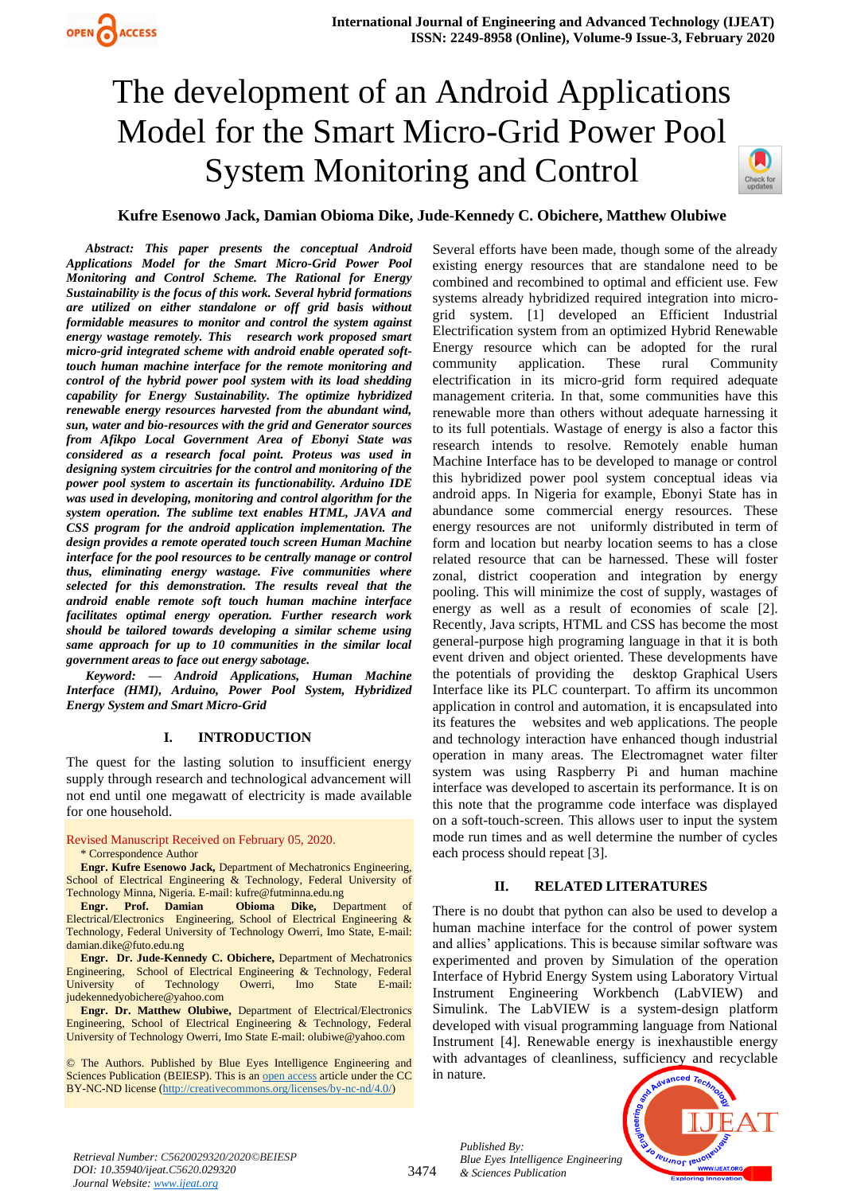# The development of an Android Applications Model for the Smart Micro-Grid Power Pool System Monitoring and Control

**Kufre Esenowo Jack, Damian Obioma Dike, Jude-Kennedy C. Obichere, Matthew Olubiwe**

***Abstract:*** ***This paper presents the conceptual Android Applications Model for the Smart Micro-Grid Power Pool Monitoring and Control Scheme. The Rational for Energy Sustainability is the focus of this work. Several hybrid formations are utilized on either standalone or off grid basis without formidable measures to monitor and control the system against energy wastage remotely. This research work proposed smart micro-grid integrated scheme with android enable operated soft-touch human machine interface for the remote monitoring and control of the hybrid power pool system with its load shedding capability for Energy Sustainability. The optimize hybridized renewable energy resources harvested from the abundant wind, sun, water and bio-resources with the grid and Generator sources from Afikpo Local Government Area of Ebonyi State was considered as a research focal point. Proteus was used in designing system circuitries for the control and monitoring of the power pool system to ascertain its functionability. Arduino IDE was used in developing, monitoring and control algorithm for the system operation. The sublime text enables HTML, JAVA and CSS program for the android application implementation. The design provides a remote operated touch screen Human Machine interface for the pool resources to be centrally manage or control thus, eliminating energy wastage. Five communities where selected for this demonstration. The results reveal that the android enable remote soft touch human machine interface facilitates optimal energy operation. Further research work should be tailored towards developing a similar scheme using same approach for up to 10 communities in the similar local government areas to face out energy sabotage.***

***Keyword: — Android Applications, Human Machine Interface (HMI), Arduino, Power Pool System, Hybridized Energy System and Smart Micro-Grid***

## I. INTRODUCTION

The quest for the lasting solution to insufficient energy supply through research and technological advancement will not end until one megawatt of electricity is made available for one household.

Revised Manuscript Received on February 05, 2020.

\* Correspondence Author

**Engr. Kufre Esenowo Jack,** Department of Mechatronics Engineering, School of Electrical Engineering & Technology, Federal University of Technology Minna, Nigeria. E-mail: kufre@futminna.edu.ng

**Engr. Prof. Damian Obioma Dike,** Department of Electrical/Electronics Engineering, School of Electrical Engineering & Technology, Federal University of Technology Owerri, Imo State, E-mail: damian.dike@futo.edu.ng

**Engr. Dr. Jude-Kennedy C. Obichere,** Department of Mechatronics Engineering, School of Electrical Engineering & Technology, Federal University of Technology Owerri, Imo State E-mail: judekennedyobichere@yahoo.com

**Engr. Dr. Matthew Olubiwe,** Department of Electrical/Electronics Engineering, School of Electrical Engineering & Technology, Federal University of Technology Owerri, Imo State E-mail: olubiwe@yahoo.com

© The Authors. Published by Blue Eyes Intelligence Engineering and Sciences Publication (BEIESP). This is an open access article under the CC BY-NC-ND license (http://creativecommons.org/licenses/by-nc-nd/4.0/)

Several efforts have been made, though some of the already existing energy resources that are standalone need to be combined and recombined to optimal and efficient use. Few systems already hybridized required integration into micro-grid system. [1] developed an Efficient Industrial Electrification system from an optimized Hybrid Renewable Energy resource which can be adopted for the rural community application. These rural Community electrification in its micro-grid form required adequate management criteria. In that, some communities have this renewable more than others without adequate harnessing it to its full potentials. Wastage of energy is also a factor this research intends to resolve. Remotely enable human Machine Interface has to be developed to manage or control this hybridized power pool system conceptual ideas via android apps. In Nigeria for example, Ebonyi State has in abundance some commercial energy resources. These energy resources are not uniformly distributed in term of form and location but nearby location seems to has a close related resource that can be harnessed. These will foster zonal, district cooperation and integration by energy pooling. This will minimize the cost of supply, wastages of energy as well as a result of economies of scale [2]. Recently, Java scripts, HTML and CSS has become the most general-purpose high programing language in that it is both event driven and object oriented. These developments have the potentials of providing the desktop Graphical Users Interface like its PLC counterpart. To affirm its uncommon application in control and automation, it is encapsulated into its features the websites and web applications. The people and technology interaction have enhanced though industrial operation in many areas. The Electromagnet water filter system was using Raspberry Pi and human machine interface was developed to ascertain its performance. It is on this note that the programme code interface was displayed on a soft-touch-screen. This allows user to input the system mode run times and as well determine the number of cycles each process should repeat [3].

## II. RELATED LITERATURES

There is no doubt that python can also be used to develop a human machine interface for the control of power system and allies' applications. This is because similar software was experimented and proven by Simulation of the operation Interface of Hybrid Energy System using Laboratory Virtual Instrument Engineering Workbench (LabVIEW) and Simulink. The LabVIEW is a system-design platform developed with visual programming language from National Instrument [4]. Renewable energy is inexhaustible energy with advantages of cleanliness, sufficiency and recyclable in nature.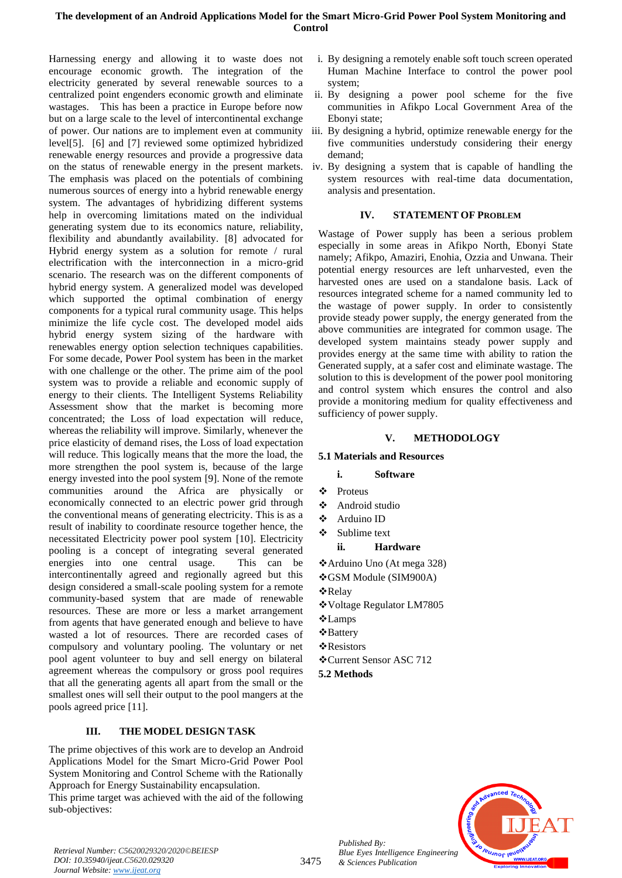Harnessing energy and allowing it to waste does not encourage economic growth. The integration of the electricity generated by several renewable sources to a centralized point engenders economic growth and eliminate wastages. This has been a practice in Europe before now but on a large scale to the level of intercontinental exchange of power. Our nations are to implement even at community level[5]. [6] and [7] reviewed some optimized hybridized renewable energy resources and provide a progressive data on the status of renewable energy in the present markets. The emphasis was placed on the potentials of combining numerous sources of energy into a hybrid renewable energy system. The advantages of hybridizing different systems help in overcoming limitations mated on the individual generating system due to its economics nature, reliability, flexibility and abundantly availability. [8] advocated for Hybrid energy system as a solution for remote / rural electrification with the interconnection in a micro-grid scenario. The research was on the different components of hybrid energy system. A generalized model was developed which supported the optimal combination of energy components for a typical rural community usage. This helps minimize the life cycle cost. The developed model aids hybrid energy system sizing of the hardware with renewables energy option selection techniques capabilities. For some decade, Power Pool system has been in the market with one challenge or the other. The prime aim of the pool system was to provide a reliable and economic supply of energy to their clients. The Intelligent Systems Reliability Assessment show that the market is becoming more concentrated; the Loss of load expectation will reduce, whereas the reliability will improve. Similarly, whenever the price elasticity of demand rises, the Loss of load expectation will reduce. This logically means that the more the load, the more strengthen the pool system is, because of the large energy invested into the pool system [9]. None of the remote communities around the Africa are physically or economically connected to an electric power grid through the conventional means of generating electricity. This is as a result of inability to coordinate resource together hence, the necessitated Electricity power pool system [10]. Electricity pooling is a concept of integrating several generated energies into one central usage. This can be intercontinentally agreed and regionally agreed but this design considered a small-scale pooling system for a remote community-based system that are made of renewable resources. These are more or less a market arrangement from agents that have generated enough and believe to have wasted a lot of resources. There are recorded cases of compulsory and voluntary pooling. The voluntary or net pool agent volunteer to buy and sell energy on bilateral agreement whereas the compulsory or gross pool requires that all the generating agents all apart from the small or the smallest ones will sell their output to the pool mangers at the pools agreed price [11].

## III. THE MODEL DESIGN TASK

The prime objectives of this work are to develop an Android Applications Model for the Smart Micro-Grid Power Pool System Monitoring and Control Scheme with the Rationally Approach for Energy Sustainability encapsulation.

This prime target was achieved with the aid of the following sub-objectives:

i. By designing a remotely enable soft touch screen operated Human Machine Interface to control the power pool system;
ii. By designing a power pool scheme for the five communities in Afikpo Local Government Area of the Ebonyi state;
iii. By designing a hybrid, optimize renewable energy for the five communities understudy considering their energy demand;
iv. By designing a system that is capable of handling the system resources with real-time data documentation, analysis and presentation.

## IV. STATEMENT OF PROBLEM

Wastage of Power supply has been a serious problem especially in some areas in Afikpo North, Ebonyi State namely; Afikpo, Amaziri, Enohia, Ozzia and Unwana. Their potential energy resources are left unharvested, even the harvested ones are used on a standalone basis. Lack of resources integrated scheme for a named community led to the wastage of power supply. In order to consistently provide steady power supply, the energy generated from the above communities are integrated for common usage. The developed system maintains steady power supply and provides energy at the same time with ability to ration the Generated supply, at a safer cost and eliminate wastage. The solution to this is development of the power pool monitoring and control system which ensures the control and also provide a monitoring medium for quality effectiveness and sufficiency of power supply.

## V. METHODOLOGY

### 5.1 Materials and Resources

**i. Software**

- ❖ Proteus
- ❖ Android studio
- ❖ Arduino ID
- ❖ Sublime text

**ii. Hardware**

- ❖Arduino Uno (At mega 328)
- ❖GSM Module (SIM900A)
- ❖Relay
- ❖Voltage Regulator LM7805
- ❖Lamps
- ❖Battery
- ❖Resistors
- ❖Current Sensor ASC 712

### 5.2 Methods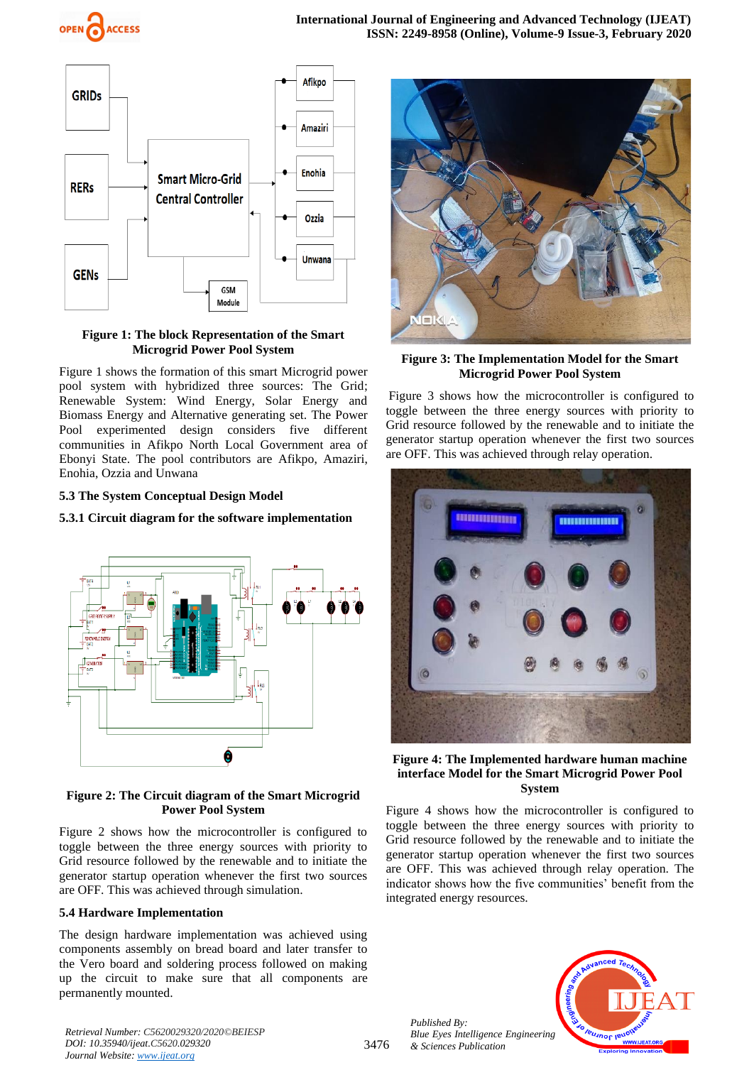Figure 1: The block Representation of the Smart Microgrid Power Pool System

Figure 1 shows the formation of this smart Microgrid power pool system with hybridized three sources: The Grid; Renewable System: Wind Energy, Solar Energy and Biomass Energy and Alternative generating set. The Power Pool experimented design considers five different communities in Afikpo North Local Government area of Ebonyi State. The pool contributors are Afikpo, Amaziri, Enohia, Ozzia and Unwana

### 5.3 The System Conceptual Design Model

#### 5.3.1 Circuit diagram for the software implementation

Figure 2: The Circuit diagram of the Smart Microgrid Power Pool System

Figure 2 shows how the microcontroller is configured to toggle between the three energy sources with priority to Grid resource followed by the renewable and to initiate the generator startup operation whenever the first two sources are OFF. This was achieved through simulation.

### 5.4 Hardware Implementation

The design hardware implementation was achieved using components assembly on bread board and later transfer to the Vero board and soldering process followed on making up the circuit to make sure that all components are permanently mounted.

Figure 3: The Implementation Model for the Smart Microgrid Power Pool System

Figure 3 shows how the microcontroller is configured to toggle between the three energy sources with priority to Grid resource followed by the renewable and to initiate the generator startup operation whenever the first two sources are OFF. This was achieved through relay operation.

Figure 4: The Implemented hardware human machine interface Model for the Smart Microgrid Power Pool System

Figure 4 shows how the microcontroller is configured to toggle between the three energy sources with priority to Grid resource followed by the renewable and to initiate the generator startup operation whenever the first two sources are OFF. This was achieved through relay operation. The indicator shows how the five communities' benefit from the integrated energy resources.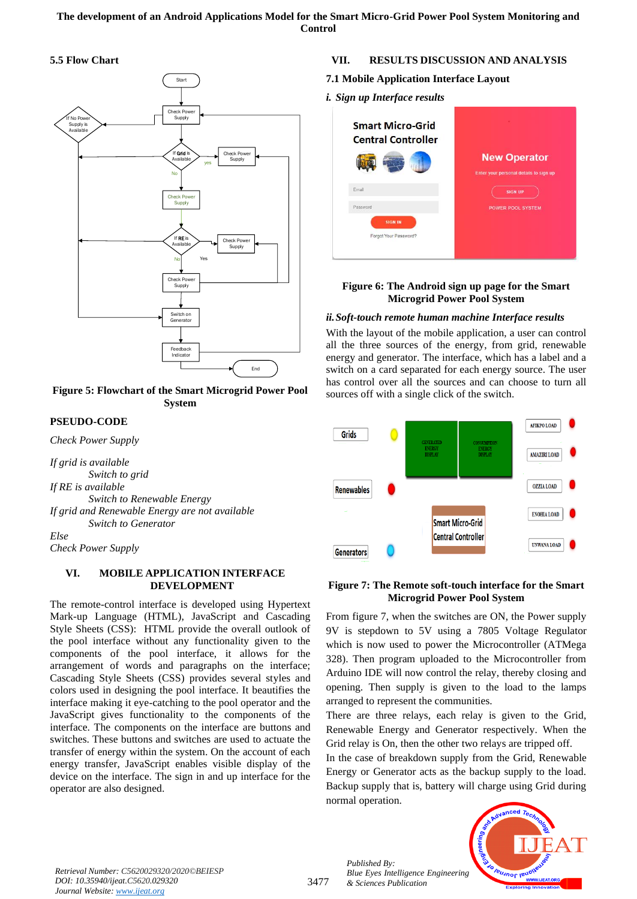### 5.5 Flow Chart

Figure 5: Flowchart of the Smart Microgrid Power Pool System

### PSEUDO-CODE

*Check Power Supply*

*If grid is available*
*Switch to grid*
*If RE is available*
*Switch to Renewable Energy*
*If grid and Renewable Energy are not available*
*Switch to Generator*
*Else*
*Check Power Supply*

## VI. MOBILE APPLICATION INTERFACE DEVELOPMENT

The remote-control interface is developed using Hypertext Mark-up Language (HTML), JavaScript and Cascading Style Sheets (CSS): HTML provide the overall outlook of the pool interface without any functionality given to the components of the pool interface, it allows for the arrangement of words and paragraphs on the interface; Cascading Style Sheets (CSS) provides several styles and colors used in designing the pool interface. It beautifies the interface making it eye-catching to the pool operator and the JavaScript gives functionality to the components of the interface. The components on the interface are buttons and switches. These buttons and switches are used to actuate the transfer of energy within the system. On the account of each energy transfer, JavaScript enables visible display of the device on the interface. The sign in and up interface for the operator are also designed.

## VII. RESULTS DISCUSSION AND ANALYSIS

### 7.1 Mobile Application Interface Layout

#### *i. Sign up Interface results*

Figure 6: The Android sign up page for the Smart Microgrid Power Pool System

#### *ii. Soft-touch remote human machine Interface results*

With the layout of the mobile application, a user can control all the three sources of the energy, from grid, renewable energy and generator. The interface, which has a label and a switch on a card separated for each energy source. The user has control over all the sources and can choose to turn all sources off with a single click of the switch.

Figure 7: The Remote soft-touch interface for the Smart Microgrid Power Pool System

From figure 7, when the switches are ON, the Power supply 9V is stepdown to 5V using a 7805 Voltage Regulator which is now used to power the Microcontroller (ATMega 328). Then program uploaded to the Microcontroller from Arduino IDE will now control the relay, thereby closing and opening. Then supply is given to the load to the lamps arranged to represent the communities.

There are three relays, each relay is given to the Grid, Renewable Energy and Generator respectively. When the Grid relay is On, then the other two relays are tripped off.

In the case of breakdown supply from the Grid, Renewable Energy or Generator acts as the backup supply to the load. Backup supply that is, battery will charge using Grid during normal operation.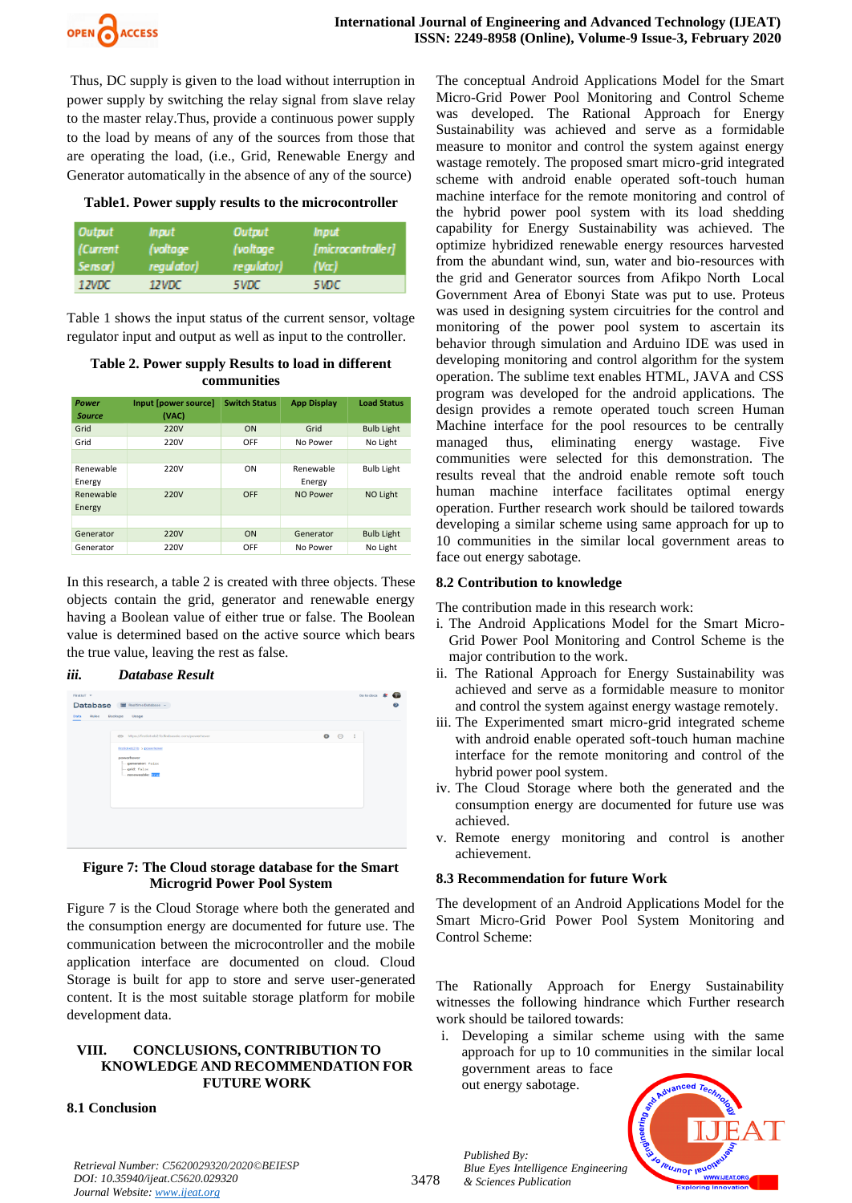Thus, DC supply is given to the load without interruption in power supply by switching the relay signal from slave relay to the master relay.Thus, provide a continuous power supply to the load by means of any of the sources from those that are operating the load, (i.e., Grid, Renewable Energy and Generator automatically in the absence of any of the source)

**Table1. Power supply results to the microcontroller**

| Output (Current Sensor) | Input (voltage regulator) | Output (voltage regulator) | Input [microcontroller] (Vcc) |
|---|---|---|---|
| 12VDC | 12VDC | 5VDC | 5VDC |

Table 1 shows the input status of the current sensor, voltage regulator input and output as well as input to the controller.

**Table 2. Power supply Results to load in different communities**

| Power Source | Input [power source] (VAC) | Switch Status | App Display | Load Status |
|---|---|---|---|---|
| Grid | 220V | ON | Grid | Bulb Light |
| Grid | 220V | OFF | No Power | No Light |
| | | | | |
| Renewable Energy | 220V | ON | Renewable Energy | Bulb Light |
| Renewable Energy | 220V | OFF | NO Power | NO Light |
| | | | | |
| Generator | 220V | ON | Generator | Bulb Light |
| Generator | 220V | OFF | No Power | No Light |

In this research, a table 2 is created with three objects. These objects contain the grid, generator and renewable energy having a Boolean value of either true or false. The Boolean value is determined based on the active source which bears the true value, leaving the rest as false.

***iii. Database Result***

**Figure 7: The Cloud storage database for the Smart Microgrid Power Pool System**

Figure 7 is the Cloud Storage where both the generated and the consumption energy are documented for future use. The communication between the microcontroller and the mobile application interface are documented on cloud. Cloud Storage is built for app to store and serve user-generated content. It is the most suitable storage platform for mobile development data.

## VIII. CONCLUSIONS, CONTRIBUTION TO KNOWLEDGE AND RECOMMENDATION FOR FUTURE WORK

### 8.1 Conclusion

The conceptual Android Applications Model for the Smart Micro-Grid Power Pool Monitoring and Control Scheme was developed. The Rational Approach for Energy Sustainability was achieved and serve as a formidable measure to monitor and control the system against energy wastage remotely. The proposed smart micro-grid integrated scheme with android enable operated soft-touch human machine interface for the remote monitoring and control of the hybrid power pool system with its load shedding capability for Energy Sustainability was achieved. The optimize hybridized renewable energy resources harvested from the abundant wind, sun, water and bio-resources with the grid and Generator sources from Afikpo North Local Government Area of Ebonyi State was put to use. Proteus was used in designing system circuitries for the control and monitoring of the power pool system to ascertain its behavior through simulation and Arduino IDE was used in developing monitoring and control algorithm for the system operation. The sublime text enables HTML, JAVA and CSS program was developed for the android applications. The design provides a remote operated touch screen Human Machine interface for the pool resources to be centrally managed thus, eliminating energy wastage. Five communities were selected for this demonstration. The results reveal that the android enable remote soft touch human machine interface facilitates optimal energy operation. Further research work should be tailored towards developing a similar scheme using same approach for up to 10 communities in the similar local government areas to face out energy sabotage.

### 8.2 Contribution to knowledge

The contribution made in this research work:

i. The Android Applications Model for the Smart Micro-Grid Power Pool Monitoring and Control Scheme is the major contribution to the work.

ii. The Rational Approach for Energy Sustainability was achieved and serve as a formidable measure to monitor and control the system against energy wastage remotely.

iii. The Experimented smart micro-grid integrated scheme with android enable operated soft-touch human machine interface for the remote monitoring and control of the hybrid power pool system.

iv. The Cloud Storage where both the generated and the consumption energy are documented for future use was achieved.

v. Remote energy monitoring and control is another achievement.

### 8.3 Recommendation for future Work

The development of an Android Applications Model for the Smart Micro-Grid Power Pool System Monitoring and Control Scheme:

The Rationally Approach for Energy Sustainability witnesses the following hindrance which Further research work should be tailored towards:

i. Developing a similar scheme using with the same approach for up to 10 communities in the similar local government areas to face out energy sabotage.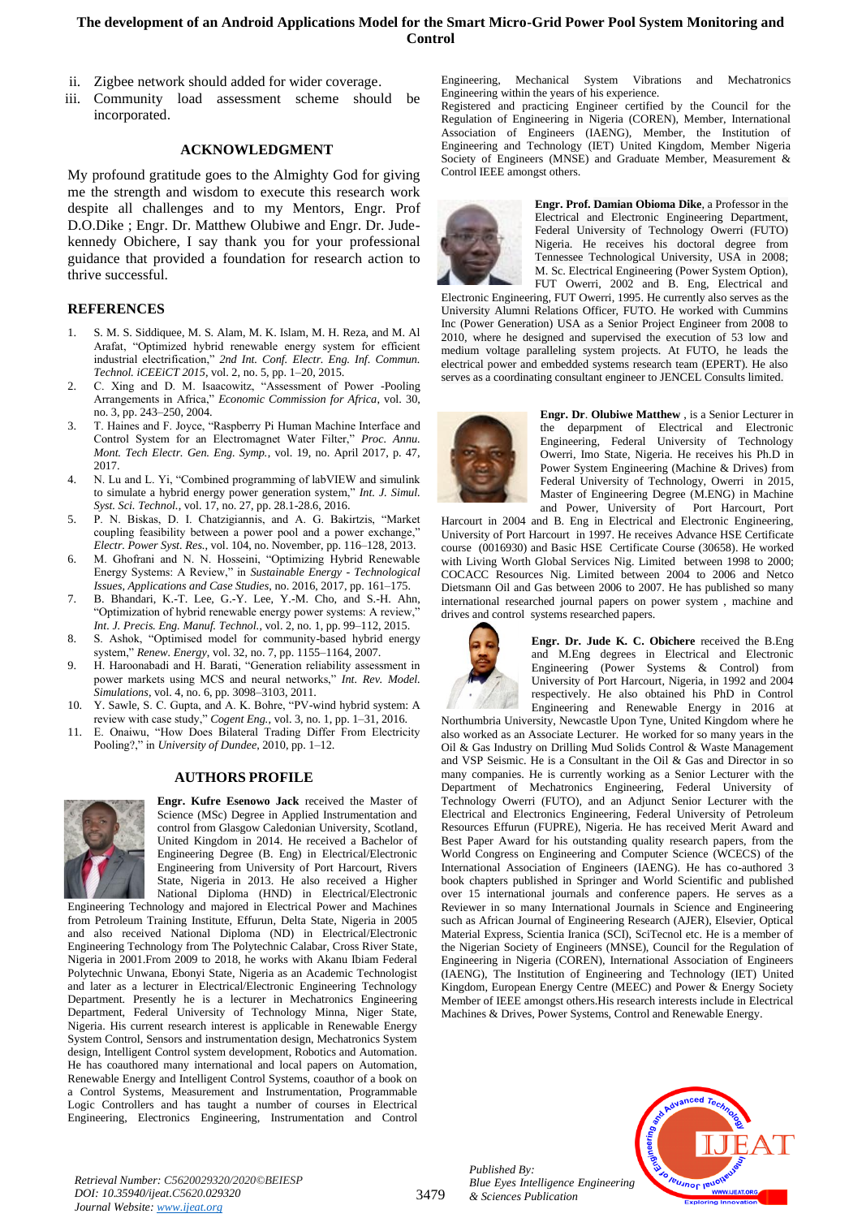ii. Zigbee network should added for wider coverage.
iii. Community load assessment scheme should be incorporated.

## ACKNOWLEDGMENT

My profound gratitude goes to the Almighty God for giving me the strength and wisdom to execute this research work despite all challenges and to my Mentors, Engr. Prof D.O.Dike ; Engr. Dr. Matthew Olubiwe and Engr. Dr. Jude-kennedy Obichere, I say thank you for your professional guidance that provided a foundation for research action to thrive successful.

## REFERENCES

1. S. M. S. Siddiquee, M. S. Alam, M. K. Islam, M. H. Reza, and M. Al Arafat, "Optimized hybrid renewable energy system for efficient industrial electrification," *2nd Int. Conf. Electr. Eng. Inf. Commun. Technol. iCEEiCT 2015*, vol. 2, no. 5, pp. 1–20, 2015.
2. C. Xing and D. M. Isaacowitz, "Assessment of Power -Pooling Arrangements in Africa," *Economic Commission for Africa*, vol. 30, no. 3, pp. 243–250, 2004.
3. T. Haines and F. Joyce, "Raspberry Pi Human Machine Interface and Control System for an Electromagnet Water Filter," *Proc. Annu. Mont. Tech Electr. Gen. Eng. Symp.*, vol. 19, no. April 2017, p. 47, 2017.
4. N. Lu and L. Yi, "Combined programming of labVIEW and simulink to simulate a hybrid energy power generation system," *Int. J. Simul. Syst. Sci. Technol.*, vol. 17, no. 27, pp. 28.1-28.6, 2016.
5. P. N. Biskas, D. I. Chatzigiannis, and A. G. Bakirtzis, "Market coupling feasibility between a power pool and a power exchange," *Electr. Power Syst. Res.*, vol. 104, no. November, pp. 116–128, 2013.
6. M. Ghofrani and N. N. Hosseini, "Optimizing Hybrid Renewable Energy Systems: A Review," in *Sustainable Energy - Technological Issues, Applications and Case Studies*, no. 2016, 2017, pp. 161–175.
7. B. Bhandari, K.-T. Lee, G.-Y. Lee, Y.-M. Cho, and S.-H. Ahn, "Optimization of hybrid renewable energy power systems: A review," *Int. J. Precis. Eng. Manuf. Technol.*, vol. 2, no. 1, pp. 99–112, 2015.
8. S. Ashok, "Optimised model for community-based hybrid energy system," *Renew. Energy*, vol. 32, no. 7, pp. 1155–1164, 2007.
9. H. Haroonabadi and H. Barati, "Generation reliability assessment in power markets using MCS and neural networks," *Int. Rev. Model. Simulations*, vol. 4, no. 6, pp. 3098–3103, 2011.
10. Y. Sawle, S. C. Gupta, and A. K. Bohre, "PV-wind hybrid system: A review with case study," *Cogent Eng.*, vol. 3, no. 1, pp. 1–31, 2016.
11. E. Onaiwu, "How Does Bilateral Trading Differ From Electricity Pooling?," in *University of Dundee*, 2010, pp. 1–12.

## AUTHORS PROFILE

**Engr. Kufre Esenowo Jack** received the Master of Science (MSc) Degree in Applied Instrumentation and control from Glasgow Caledonian University, Scotland, United Kingdom in 2014. He received a Bachelor of Engineering Degree (B. Eng) in Electrical/Electronic Engineering from University of Port Harcourt, Rivers State, Nigeria in 2013. He also received a Higher National Diploma (HND) in Electrical/Electronic Engineering Technology and majored in Electrical Power and Machines from Petroleum Training Institute, Effurun, Delta State, Nigeria in 2005 and also received National Diploma (ND) in Electrical/Electronic Engineering Technology from The Polytechnic Calabar, Cross River State, Nigeria in 2001.From 2009 to 2018, he works with Akanu Ibiam Federal Polytechnic Unwana, Ebonyi State, Nigeria as an Academic Technologist and later as a lecturer in Electrical/Electronic Engineering Technology Department. Presently he is a lecturer in Mechatronics Engineering Department, Federal University of Technology Minna, Niger State, Nigeria. His current research interest is applicable in Renewable Energy System Control, Sensors and instrumentation design, Mechatronics System design, Intelligent Control system development, Robotics and Automation. He has coauthored many international and local papers on Automation, Renewable Energy and Intelligent Control Systems, coauthor of a book on a Control Systems, Measurement and Instrumentation, Programmable Logic Controllers and has taught a number of courses in Electrical Engineering, Electronics Engineering, Instrumentation and Control Engineering, Mechanical System Vibrations and Mechatronics Engineering within the years of his experience.
Registered and practicing Engineer certified by the Council for the Regulation of Engineering in Nigeria (COREN), Member, International Association of Engineers (IAENG), Member, the Institution of Engineering and Technology (IET) United Kingdom, Member Nigeria Society of Engineers (MNSE) and Graduate Member, Measurement & Control IEEE amongst others.

**Engr. Prof. Damian Obioma Dike**, a Professor in the Electrical and Electronic Engineering Department, Federal University of Technology Owerri (FUTO) Nigeria. He receives his doctoral degree from Tennessee Technological University, USA in 2008; M. Sc. Electrical Engineering (Power System Option), FUT Owerri, 2002 and B. Eng, Electrical and Electronic Engineering, FUT Owerri, 1995. He currently also serves as the University Alumni Relations Officer, FUTO. He worked with Cummins Inc (Power Generation) USA as a Senior Project Engineer from 2008 to 2010, where he designed and supervised the execution of 53 low and medium voltage paralleling system projects. At FUTO, he leads the electrical power and embedded systems research team (EPERT). He also serves as a coordinating consultant engineer to JENCEL Consults limited.

**Engr. Dr. Olubiwe Matthew** , is a Senior Lecturer in the deparpment of Electrical and Electronic Engineering, Federal University of Technology Owerri, Imo State, Nigeria. He receives his Ph.D in Power System Engineering (Machine & Drives) from Federal University of Technology, Owerri in 2015, Master of Engineering Degree (M.ENG) in Machine and Power, University of Port Harcourt, Port Harcourt in 2004 and B. Eng in Electrical and Electronic Engineering, University of Port Harcourt in 1997. He receives Advance HSE Certificate course (0016930) and Basic HSE Certificate Course (30658). He worked with Living Worth Global Services Nig. Limited between 1998 to 2000; COCACC Resources Nig. Limited between 2004 to 2006 and Netco Dietsmann Oil and Gas between 2006 to 2007. He has published so many international researched journal papers on power system , machine and drives and control systems researched papers.

**Engr. Dr. Jude K. C. Obichere** received the B.Eng and M.Eng degrees in Electrical and Electronic Engineering (Power Systems & Control) from University of Port Harcourt, Nigeria, in 1992 and 2004 respectively. He also obtained his PhD in Control Engineering and Renewable Energy in 2016 at Northumbria University, Newcastle Upon Tyne, United Kingdom where he also worked as an Associate Lecturer. He worked for so many years in the Oil & Gas Industry on Drilling Mud Solids Control & Waste Management and VSP Seismic. He is a Consultant in the Oil & Gas and Director in so many companies. He is currently working as a Senior Lecturer with the Department of Mechatronics Engineering, Federal University of Technology Owerri (FUTO), and an Adjunct Senior Lecturer with the Electrical and Electronics Engineering, Federal University of Petroleum Resources Effurun (FUPRE), Nigeria. He has received Merit Award and Best Paper Award for his outstanding quality research papers, from the World Congress on Engineering and Computer Science (WCECS) of the International Association of Engineers (IAENG). He has co-authored 3 book chapters published in Springer and World Scientific and published over 15 international journals and conference papers. He serves as a Reviewer in so many International Journals in Science and Engineering such as African Journal of Engineering Research (AJER), Elsevier, Optical Material Express, Scientia Iranica (SCI), SciTecnol etc. He is a member of the Nigerian Society of Engineers (MNSE), Council for the Regulation of Engineering in Nigeria (COREN), International Association of Engineers (IAENG), The Institution of Engineering and Technology (IET) United Kingdom, European Energy Centre (MEEC) and Power & Energy Society Member of IEEE amongst others.His research interests include in Electrical Machines & Drives, Power Systems, Control and Renewable Energy.